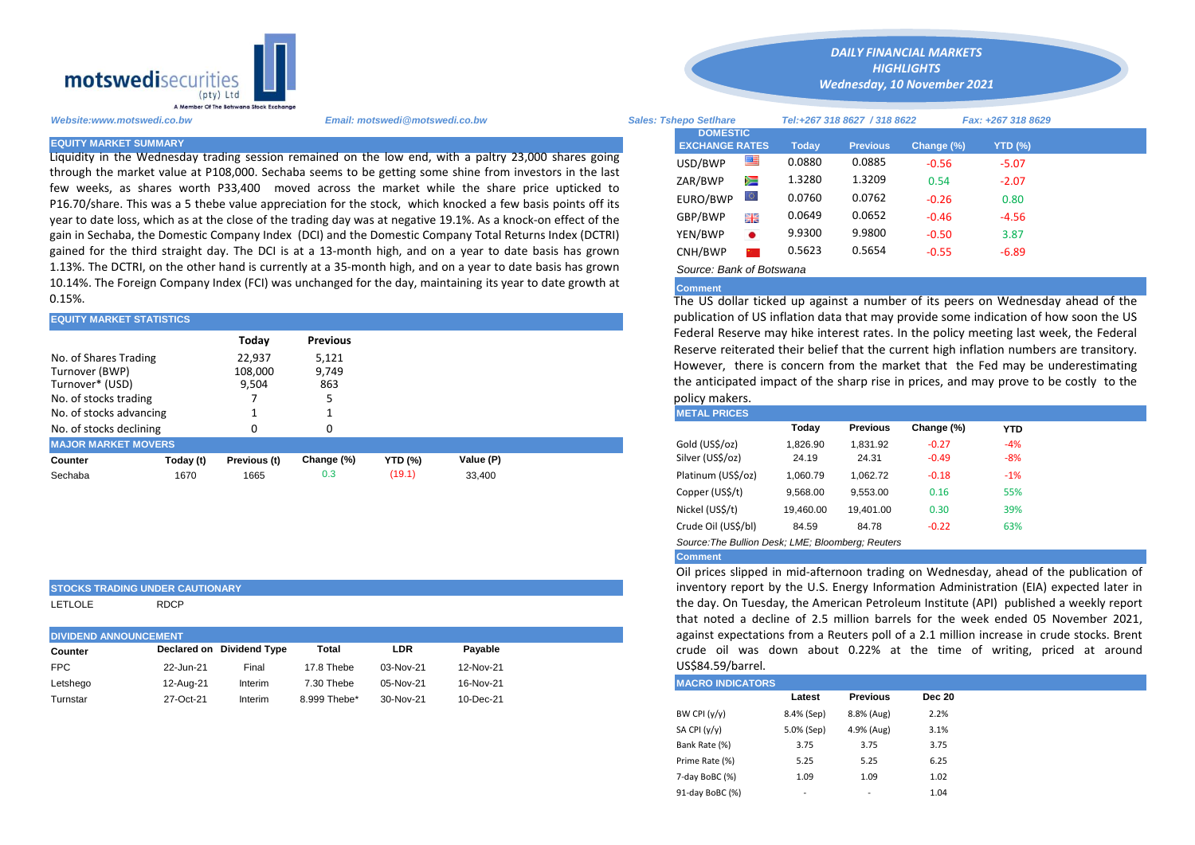motswedisecurities (pty) Ltd
A Member Of The Botswana Stock Exchange

*DAILY FINANCIAL MARKETS HIGHLIGHTS*
*Wednesday, 10 November 2021*

*Website:www.motswedi.co.bw* *Email: motswedi@motswedi.co.bw* *Sales: Tshepo Setlhare* *Tel:+267 318 8627 / 318 8622* *Fax: +267 318 8629*

## EQUITY MARKET SUMMARY

Liquidity in the Wednesday trading session remained on the low end, with a paltry 23,000 shares going through the market value at P108,000. Sechaba seems to be getting some shine from investors in the last few weeks, as shares worth P33,400 moved across the market while the share price upticked to P16.70/share. This was a 5 thebe value appreciation for the stock, which knocked a few basis points off its year to date loss, which as at the close of the trading day was at negative 19.1%. As a knock-on effect of the gain in Sechaba, the Domestic Company Index (DCI) and the Domestic Company Total Returns Index (DCTRI) gained for the third straight day. The DCI is at a 13-month high, and on a year to date basis has grown 1.13%. The DCTRI, on the other hand is currently at a 35-month high, and on a year to date basis has grown 10.14%. The Foreign Company Index (FCI) was unchanged for the day, maintaining its year to date growth at 0.15%.

## EQUITY MARKET STATISTICS

| | Today | Previous |
|---|---|---|
| No. of Shares Trading | 22,937 | 5,121 |
| Turnover (BWP) | 108,000 | 9,749 |
| Turnover* (USD) | 9,504 | 863 |
| No. of stocks trading | 7 | 5 |
| No. of stocks advancing | 1 | 1 |
| No. of stocks declining | 0 | 0 |

## MAJOR MARKET MOVERS

| Counter | Today (t) | Previous (t) | Change (%) | YTD (%) | Value (P) |
|---|---|---|---|---|---|
| Sechaba | 1670 | 1665 | 0.3 | (19.1) | 33,400 |

## STOCKS TRADING UNDER CAUTIONARY

LETLOLE RDCP

## DIVIDEND ANNOUNCEMENT

| Counter | Declared on | Dividend Type | Total | LDR | Payable |
|---|---|---|---|---|---|
| FPC | 22-Jun-21 | Final | 17.8 Thebe | 03-Nov-21 | 12-Nov-21 |
| Letshego | 12-Aug-21 | Interim | 7.30 Thebe | 05-Nov-21 | 16-Nov-21 |
| Turnstar | 27-Oct-21 | Interim | 8.999 Thebe* | 30-Nov-21 | 10-Dec-21 |

## DOMESTIC EXCHANGE RATES

| DOMESTIC EXCHANGE RATES | Today | Previous | Change (%) | YTD (%) |
|---|---|---|---|---|
| USD/BWP | 0.0880 | 0.0885 | -0.56 | -5.07 |
| ZAR/BWP | 1.3280 | 1.3209 | 0.54 | -2.07 |
| EURO/BWP | 0.0760 | 0.0762 | -0.26 | 0.80 |
| GBP/BWP | 0.0649 | 0.0652 | -0.46 | -4.56 |
| YEN/BWP | 9.9300 | 9.9800 | -0.50 | 3.87 |
| CNH/BWP | 0.5623 | 0.5654 | -0.55 | -6.89 |

*Source: Bank of Botswana*

**Comment**

The US dollar ticked up against a number of its peers on Wednesday ahead of the publication of US inflation data that may provide some indication of how soon the US Federal Reserve may hike interest rates. In the policy meeting last week, the Federal Reserve reiterated their belief that the current high inflation numbers are transitory. However, there is concern from the market that the Fed may be underestimating the anticipated impact of the sharp rise in prices, and may prove to be costly to the policy makers.

## METAL PRICES

| | Today | Previous | Change (%) | YTD |
|---|---|---|---|---|
| Gold (US$/oz) | 1,826.90 | 1,831.92 | -0.27 | -4% |
| Silver (US$/oz) | 24.19 | 24.31 | -0.49 | -8% |
| Platinum (US$/oz) | 1,060.79 | 1,062.72 | -0.18 | -1% |
| Copper (US$/t) | 9,568.00 | 9,553.00 | 0.16 | 55% |
| Nickel (US$/t) | 19,460.00 | 19,401.00 | 0.30 | 39% |
| Crude Oil (US$/bl) | 84.59 | 84.78 | -0.22 | 63% |

*Source:The Bullion Desk; LME; Bloomberg; Reuters*

**Comment**

Oil prices slipped in mid-afternoon trading on Wednesday, ahead of the publication of inventory report by the U.S. Energy Information Administration (EIA) expected later in the day. On Tuesday, the American Petroleum Institute (API) published a weekly report that noted a decline of 2.5 million barrels for the week ended 05 November 2021, against expectations from a Reuters poll of a 2.1 million increase in crude stocks. Brent crude oil was down about 0.22% at the time of writing, priced at around US$84.59/barrel.

## MACRO INDICATORS

| | Latest | Previous | Dec 20 |
|---|---|---|---|
| BW CPI (y/y) | 8.4% (Sep) | 8.8% (Aug) | 2.2% |
| SA CPI (y/y) | 5.0% (Sep) | 4.9% (Aug) | 3.1% |
| Bank Rate (%) | 3.75 | 3.75 | 3.75 |
| Prime Rate (%) | 5.25 | 5.25 | 6.25 |
| 7-day BoBC (%) | 1.09 | 1.09 | 1.02 |
| 91-day BoBC (%) | - | - | 1.04 |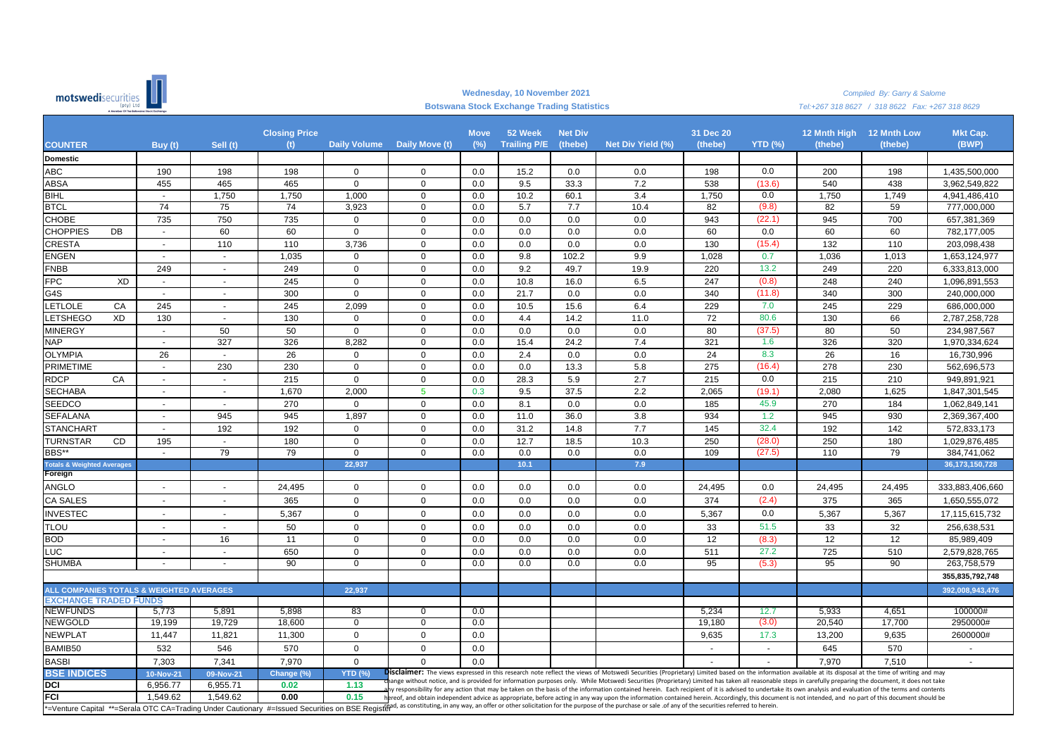motswedisecurities (pty) Ltd

**Wednesday, 10 November 2021**

**Botswana Stock Exchange Trading Statistics**

*Compiled By: Garry & Salome*

*Tel:+267 318 8627 / 318 8622 Fax: +267 318 8629*

| COUNTER | | Buy (t) | Sell (t) | Closing Price (t) | Daily Volume | Daily Move (t) | Move (%) | 52 Week Trailing P/E | Net Div (thebe) | Net Div Yield (%) | 31 Dec 20 (thebe) | YTD (%) | 12 Mnth High (thebe) | 12 Mnth Low (thebe) | Mkt Cap. (BWP) |
|---|---|---|---|---|---|---|---|---|---|---|---|---|---|---|---|
| **Domestic** | | | | | | | | | | | | | | | |
| ABC | | 190 | 198 | 198 | 0 | 0 | 0.0 | 15.2 | 0.0 | 0.0 | 198 | 0.0 | 200 | 198 | 1,435,500,000 |
| ABSA | | 455 | 465 | 465 | 0 | 0 | 0.0 | 9.5 | 33.3 | 7.2 | 538 | (13.6) | 540 | 438 | 3,962,549,822 |
| BIHL | | - | 1,750 | 1,750 | 1,000 | 0 | 0.0 | 10.2 | 60.1 | 3.4 | 1,750 | 0.0 | 1,750 | 1,749 | 4,941,486,410 |
| BTCL | | 74 | 75 | 74 | 3,923 | 0 | 0.0 | 5.7 | 7.7 | 10.4 | 82 | (9.8) | 82 | 59 | 777,000,000 |
| CHOBE | | 735 | 750 | 735 | 0 | 0 | 0.0 | 0.0 | 0.0 | 0.0 | 943 | (22.1) | 945 | 700 | 657,381,369 |
| CHOPPIES | DB | - | 60 | 60 | 0 | 0 | 0.0 | 0.0 | 0.0 | 0.0 | 60 | 0.0 | 60 | 60 | 782,177,005 |
| CRESTA | | - | 110 | 110 | 3,736 | 0 | 0.0 | 0.0 | 0.0 | 0.0 | 130 | (15.4) | 132 | 110 | 203,098,438 |
| ENGEN | | - | - | 1,035 | 0 | 0 | 0.0 | 9.8 | 102.2 | 9.9 | 1,028 | 0.7 | 1,036 | 1,013 | 1,653,124,977 |
| FNBB | | 249 | - | 249 | 0 | 0 | 0.0 | 9.2 | 49.7 | 19.9 | 220 | 13.2 | 249 | 220 | 6,333,813,000 |
| FPC | XD | - | - | 245 | 0 | 0 | 0.0 | 10.8 | 16.0 | 6.5 | 247 | (0.8) | 248 | 240 | 1,096,891,553 |
| G4S | | - | - | 300 | 0 | 0 | 0.0 | 21.7 | 0.0 | 0.0 | 340 | (11.8) | 340 | 300 | 240,000,000 |
| LETLOLE | CA | 245 | - | 245 | 2,099 | 0 | 0.0 | 10.5 | 15.6 | 6.4 | 229 | 7.0 | 245 | 229 | 686,000,000 |
| LETSHEGO | XD | 130 | - | 130 | 0 | 0 | 0.0 | 4.4 | 14.2 | 11.0 | 72 | 80.6 | 130 | 66 | 2,787,258,728 |
| MINERGY | | - | 50 | 50 | 0 | 0 | 0.0 | 0.0 | 0.0 | 0.0 | 80 | (37.5) | 80 | 50 | 234,987,567 |
| NAP | | - | 327 | 326 | 8,282 | 0 | 0.0 | 15.4 | 24.2 | 7.4 | 321 | 1.6 | 326 | 320 | 1,970,334,624 |
| OLYMPIA | | 26 | - | 26 | 0 | 0 | 0.0 | 2.4 | 0.0 | 0.0 | 24 | 8.3 | 26 | 16 | 16,730,996 |
| PRIMETIME | | - | 230 | 230 | 0 | 0 | 0.0 | 0.0 | 13.3 | 5.8 | 275 | (16.4) | 278 | 230 | 562,696,573 |
| RDCP | CA | - | - | 215 | 0 | 0 | 0.0 | 28.3 | 5.9 | 2.7 | 215 | 0.0 | 215 | 210 | 949,891,921 |
| SECHABA | | - | - | 1,670 | 2,000 | 5 | 0.3 | 9.5 | 37.5 | 2.2 | 2,065 | (19.1) | 2,080 | 1,625 | 1,847,301,545 |
| SEEDCO | | - | - | 270 | 0 | 0 | 0.0 | 8.1 | 0.0 | 0.0 | 185 | 45.9 | 270 | 184 | 1,062,849,141 |
| SEFALANA | | - | 945 | 945 | 1,897 | 0 | 0.0 | 11.0 | 36.0 | 3.8 | 934 | 1.2 | 945 | 930 | 2,369,367,400 |
| STANCHART | | - | 192 | 192 | 0 | 0 | 0.0 | 31.2 | 14.8 | 7.7 | 145 | 32.4 | 192 | 142 | 572,833,173 |
| TURNSTAR | CD | 195 | - | 180 | 0 | 0 | 0.0 | 12.7 | 18.5 | 10.3 | 250 | (28.0) | 250 | 180 | 1,029,876,485 |
| BBS** | | - | 79 | 79 | 0 | 0 | 0.0 | 0.0 | 0.0 | 0.0 | 109 | (27.5) | 110 | 79 | 384,741,062 |
| **Totals & Weighted Averages** | | | | | **22,937** | | | **10.1** | | **7.9** | | | | | **36,173,150,728** |
| **Foreign** | | | | | | | | | | | | | | | |
| ANGLO | | - | - | 24,495 | 0 | 0 | 0.0 | 0.0 | 0.0 | 0.0 | 24,495 | 0.0 | 24,495 | 24,495 | 333,883,406,660 |
| CA SALES | | - | - | 365 | 0 | 0 | 0.0 | 0.0 | 0.0 | 0.0 | 374 | (2.4) | 375 | 365 | 1,650,555,072 |
| INVESTEC | | - | - | 5,367 | 0 | 0 | 0.0 | 0.0 | 0.0 | 0.0 | 5,367 | 0.0 | 5,367 | 5,367 | 17,115,615,732 |
| TLOU | | - | - | 50 | 0 | 0 | 0.0 | 0.0 | 0.0 | 0.0 | 33 | 51.5 | 33 | 32 | 256,638,531 |
| BOD | | - | 16 | 11 | 0 | 0 | 0.0 | 0.0 | 0.0 | 0.0 | 12 | (8.3) | 12 | 12 | 85,989,409 |
| LUC | | - | - | 650 | 0 | 0 | 0.0 | 0.0 | 0.0 | 0.0 | 511 | 27.2 | 725 | 510 | 2,579,828,765 |
| SHUMBA | | - | - | 90 | 0 | 0 | 0.0 | 0.0 | 0.0 | 0.0 | 95 | (5.3) | 95 | 90 | 263,758,579 |
| | | | | | | | | | | | | | | | **355,835,792,748** |
| **ALL COMPANIES TOTALS & WEIGHTED AVERAGES** | | | | | **22,937** | | | | | | | | | | **392,008,943,476** |
| **EXCHANGE TRADED FUNDS** | | | | | | | | | | | | | | | |
| NEWFUNDS | | 5,773 | 5,891 | 5,898 | 83 | 0 | 0.0 | | | | 5,234 | 12.7 | 5,933 | 4,651 | 100000# |
| NEWGOLD | | 19,199 | 19,729 | 18,600 | 0 | 0 | 0.0 | | | | 19,180 | (3.0) | 20,540 | 17,700 | 2950000# |
| NEWPLAT | | 11,447 | 11,821 | 11,300 | 0 | 0 | 0.0 | | | | 9,635 | 17.3 | 13,200 | 9,635 | 2600000# |
| BAMIB50 | | 532 | 546 | 570 | 0 | 0 | 0.0 | | | | - | - | 645 | 570 | - |
| BASBI | | 7,303 | 7,341 | 7,970 | 0 | 0 | 0.0 | | | | - | - | 7,970 | 7,510 | - |

| BSE INDICES | 10-Nov-21 | 09-Nov-21 | Change (%) | YTD (%) |
|---|---|---|---|---|
| DCI | 6,956.77 | 6,955.71 | 0.02 | 1.13 |
| FCI | 1,549.62 | 1,549.62 | 0.00 | 0.15 |

*=Venture Capital **=Serala OTC CA=Trading Under Cautionary #=Issued Securities on BSE Register

**Disclaimer:** The views expressed in this research note reflect the views of Motswedi Securities (Proprietary) Limited based on the information available at its disposal at the time of writing and may change without notice, and is provided for information purposes only. While Motswedi Securities (Proprietary) Limited has taken all reasonable steps in carefully preparing the document, it does not take any responsibility for any action that may be taken on the basis of the information contained herein. Each recipient of it is advised to undertake its own analysis and evaluation of the terms and contents hereof, and obtain independent advice as appropriate, before acting in any way upon the information contained herein. Accordingly, this document is not intended, and no part of this document should be read, as constituting, in any way, an offer or other solicitation for the purpose of the purchase or sale .of any of the securities referred to herein.